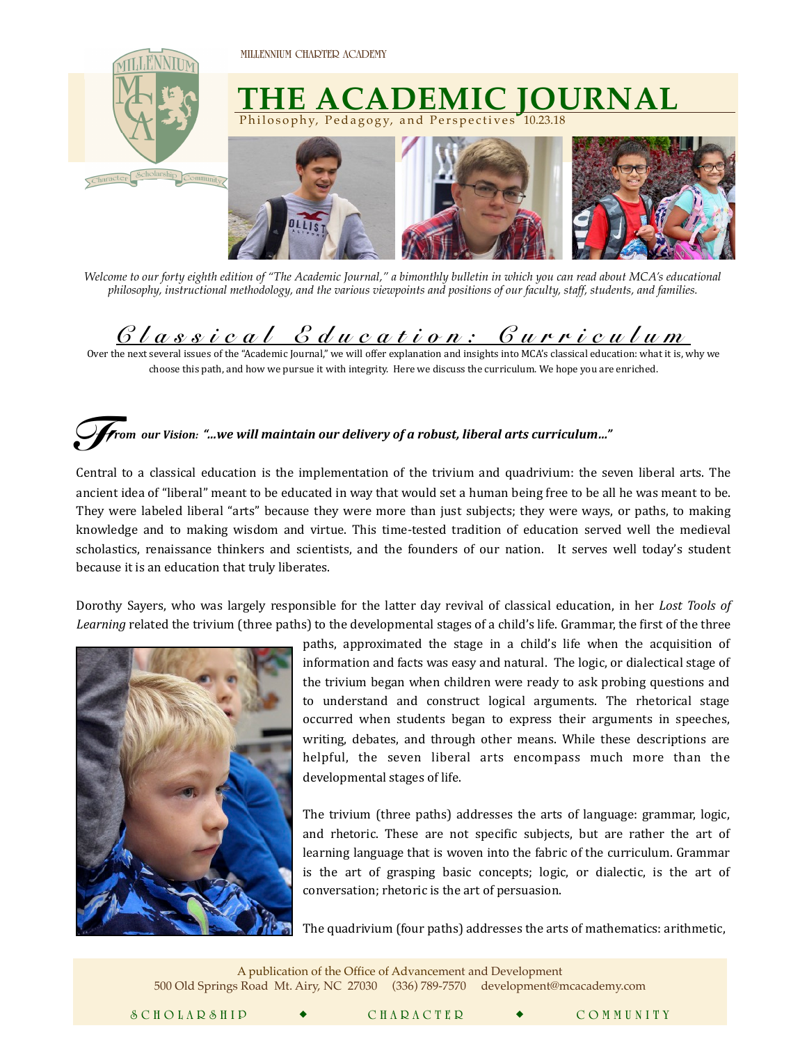MILLENNIUM CHARTER ACADEMY

# THE ACADEMIC JOURNAL

Philosophy, Pedagogy, and Perspectives 10.23.18

*Welcome to our forty eighth edition of "The Academic Journal," a bimonthly bulletin in which you can read about MCA's educational philosophy, instructional methodology, and the various viewpoints and positions of our faculty, staff, students, and families.*

## Classical Education: Curriculum

Over the next several issues of the "Academic Journal," we will offer explanation and insights into MCA's classical education: what it is, why we choose this path, and how we pursue it with integrity. Here we discuss the curriculum. We hope you are enriched.

***From our Vision: "...we will maintain our delivery of a robust, liberal arts curriculum..."***

Central to a classical education is the implementation of the trivium and quadrivium: the seven liberal arts. The ancient idea of "liberal" meant to be educated in way that would set a human being free to be all he was meant to be. They were labeled liberal "arts" because they were more than just subjects; they were ways, or paths, to making knowledge and to making wisdom and virtue. This time-tested tradition of education served well the medieval scholastics, renaissance thinkers and scientists, and the founders of our nation. It serves well today's student because it is an education that truly liberates.

Dorothy Sayers, who was largely responsible for the latter day revival of classical education, in her *Lost Tools of Learning* related the trivium (three paths) to the developmental stages of a child's life. Grammar, the first of the three paths, approximated the stage in a child's life when the acquisition of information and facts was easy and natural. The logic, or dialectical stage of the trivium began when children were ready to ask probing questions and to understand and construct logical arguments. The rhetorical stage occurred when students began to express their arguments in speeches, writing, debates, and through other means. While these descriptions are helpful, the seven liberal arts encompass much more than the developmental stages of life.

The trivium (three paths) addresses the arts of language: grammar, logic, and rhetoric. These are not specific subjects, but are rather the art of learning language that is woven into the fabric of the curriculum. Grammar is the art of grasping basic concepts; logic, or dialectic, is the art of conversation; rhetoric is the art of persuasion.

The quadrivium (four paths) addresses the arts of mathematics: arithmetic,

A publication of the Office of Advancement and Development
500 Old Springs Road Mt. Airy, NC 27030 (336) 789-7570 development@mcacademy.com

SCHOLARSHIP ◆ CHARACTER ◆ COMMUNITY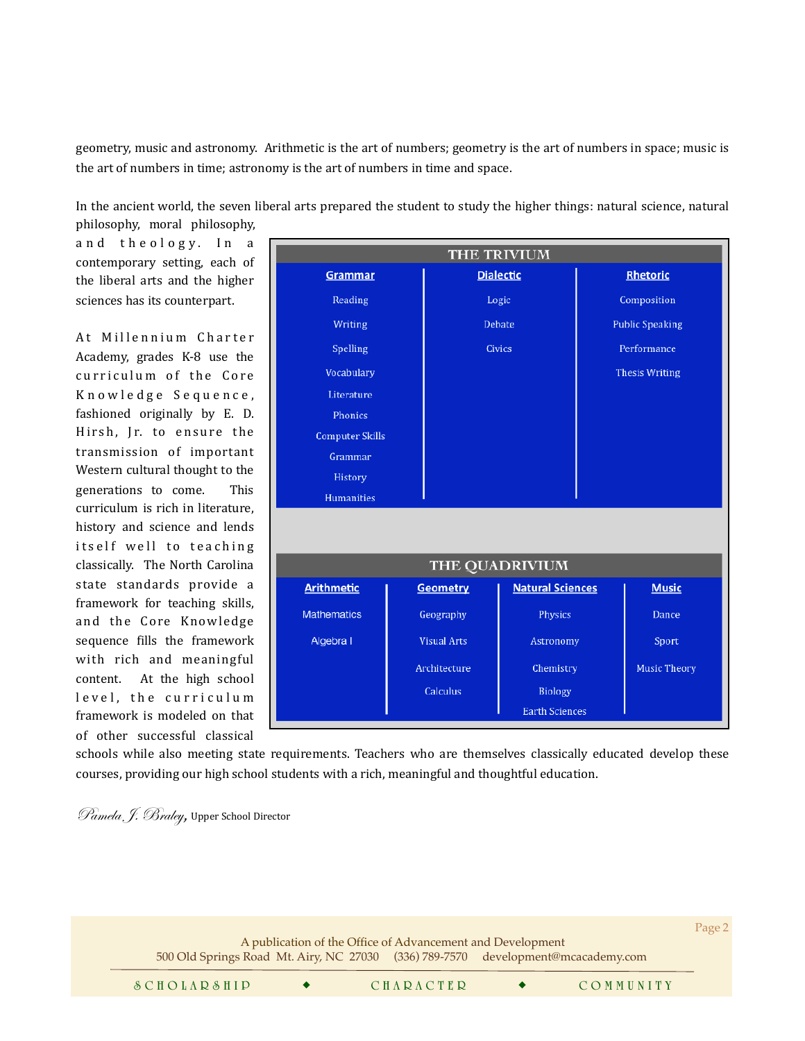geometry, music and astronomy. Arithmetic is the art of numbers; geometry is the art of numbers in space; music is the art of numbers in time; astronomy is the art of numbers in time and space.

In the ancient world, the seven liberal arts prepared the student to study the higher things: natural science, natural philosophy, moral philosophy, and theology. In a contemporary setting, each of the liberal arts and the higher sciences has its counterpart.

At Millennium Charter Academy, grades K-8 use the curriculum of the Core Knowledge Sequence, fashioned originally by E. D. Hirsh, Jr. to ensure the transmission of important Western cultural thought to the generations to come. This curriculum is rich in literature, history and science and lends itself well to teaching classically. The North Carolina state standards provide a framework for teaching skills, and the Core Knowledge sequence fills the framework with rich and meaningful content. At the high school level, the curriculum framework is modeled on that of other successful classical schools while also meeting state requirements. Teachers who are themselves classically educated develop these courses, providing our high school students with a rich, meaningful and thoughtful education.

**THE TRIVIUM**

| Grammar | Dialectic | Rhetoric |
|---|---|---|
| Reading | Logic | Composition |
| Writing | Debate | Public Speaking |
| Spelling | Civics | Performance |
| Vocabulary | | Thesis Writing |
| Literature | | |
| Phonics | | |
| Computer Skills | | |
| Grammar | | |
| History | | |
| Humanities | | |

**THE QUADRIVIUM**

| Arithmetic | Geometry | Natural Sciences | Music |
|---|---|---|---|
| Mathematics | Geography | Physics | Dance |
| Algebra I | Visual Arts | Astronomy | Sport |
| | Architecture | Chemistry | Music Theory |
| | Calculus | Biology | |
| | | Earth Sciences | |

*Pamela J. Braley*, Upper School Director

A publication of the Office of Advancement and Development
500 Old Springs Road Mt. Airy, NC 27030 (336) 789-7570 development@mcacademy.com

SCHOLARSHIP ◆ CHARACTER ◆ COMMUNITY